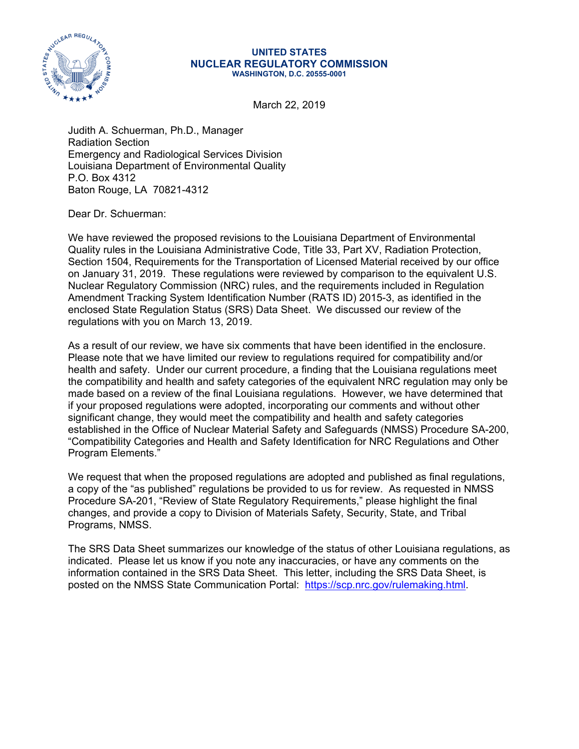**UNITED STATES**
**NUCLEAR REGULATORY COMMISSION**
**WASHINGTON, D.C. 20555-0001**

March 22, 2019

Judith A. Schuerman, Ph.D., Manager
Radiation Section
Emergency and Radiological Services Division
Louisiana Department of Environmental Quality
P.O. Box 4312
Baton Rouge, LA 70821-4312

Dear Dr. Schuerman:

We have reviewed the proposed revisions to the Louisiana Department of Environmental Quality rules in the Louisiana Administrative Code, Title 33, Part XV, Radiation Protection, Section 1504, Requirements for the Transportation of Licensed Material received by our office on January 31, 2019. These regulations were reviewed by comparison to the equivalent U.S. Nuclear Regulatory Commission (NRC) rules, and the requirements included in Regulation Amendment Tracking System Identification Number (RATS ID) 2015-3, as identified in the enclosed State Regulation Status (SRS) Data Sheet. We discussed our review of the regulations with you on March 13, 2019.

As a result of our review, we have six comments that have been identified in the enclosure. Please note that we have limited our review to regulations required for compatibility and/or health and safety. Under our current procedure, a finding that the Louisiana regulations meet the compatibility and health and safety categories of the equivalent NRC regulation may only be made based on a review of the final Louisiana regulations. However, we have determined that if your proposed regulations were adopted, incorporating our comments and without other significant change, they would meet the compatibility and health and safety categories established in the Office of Nuclear Material Safety and Safeguards (NMSS) Procedure SA-200, "Compatibility Categories and Health and Safety Identification for NRC Regulations and Other Program Elements."

We request that when the proposed regulations are adopted and published as final regulations, a copy of the "as published" regulations be provided to us for review. As requested in NMSS Procedure SA-201, "Review of State Regulatory Requirements," please highlight the final changes, and provide a copy to Division of Materials Safety, Security, State, and Tribal Programs, NMSS.

The SRS Data Sheet summarizes our knowledge of the status of other Louisiana regulations, as indicated. Please let us know if you note any inaccuracies, or have any comments on the information contained in the SRS Data Sheet. This letter, including the SRS Data Sheet, is posted on the NMSS State Communication Portal: https://scp.nrc.gov/rulemaking.html.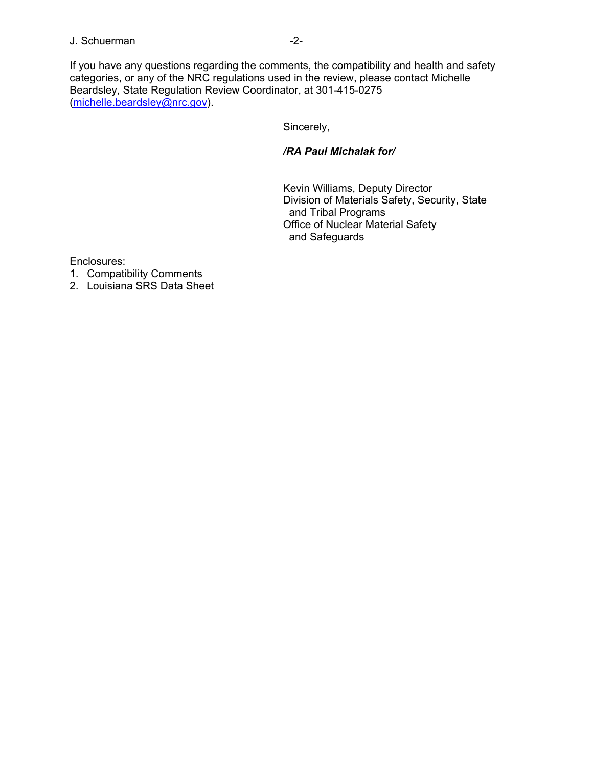If you have any questions regarding the comments, the compatibility and health and safety categories, or any of the NRC regulations used in the review, please contact Michelle Beardsley, State Regulation Review Coordinator, at 301-415-0275 (michelle.beardsley@nrc.gov).

Sincerely,

***/RA Paul Michalak for/***

Kevin Williams, Deputy Director  
Division of Materials Safety, Security, State and Tribal Programs  
Office of Nuclear Material Safety and Safeguards

Enclosures:
1. Compatibility Comments
2. Louisiana SRS Data Sheet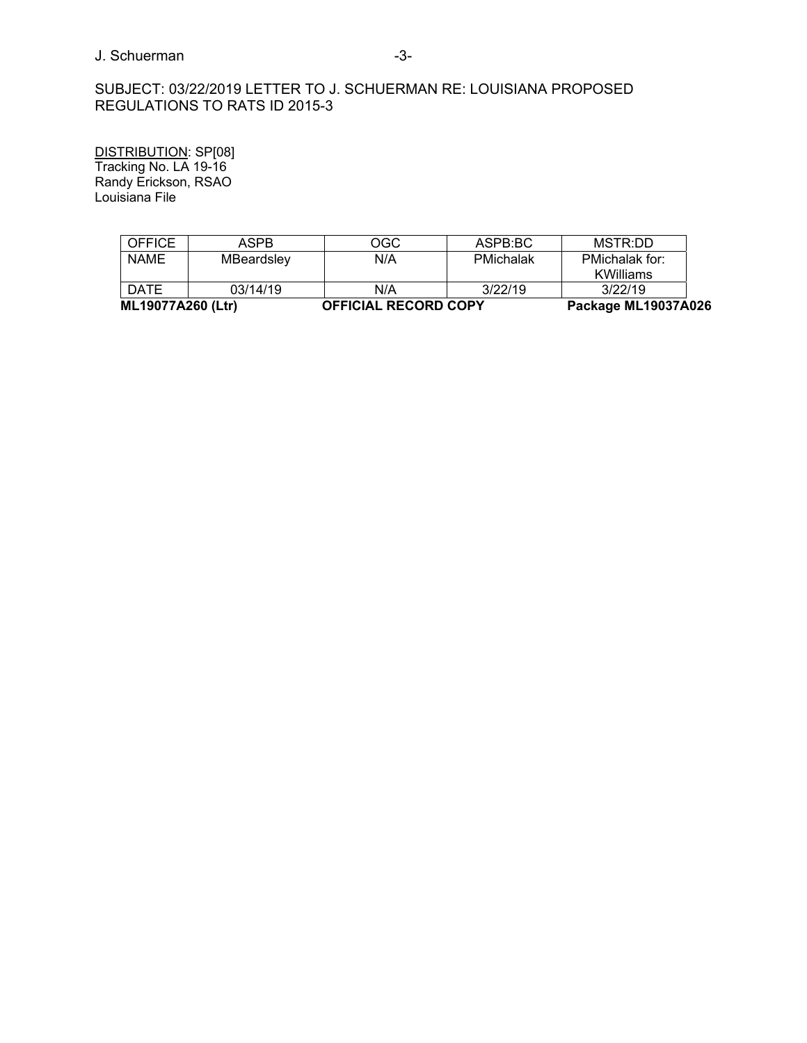SUBJECT: 03/22/2019 LETTER TO J. SCHUERMAN RE: LOUISIANA PROPOSED REGULATIONS TO RATS ID 2015-3

DISTRIBUTION: SP[08]
Tracking No. LA 19-16
Randy Erickson, RSAO
Louisiana File

| OFFICE | ASPB | OGC | ASPB:BC | MSTR:DD |
|---|---|---|---|---|
| NAME | MBeardsley | N/A | PMichalak | PMichalak for: KWilliams |
| DATE | 03/14/19 | N/A | 3/22/19 | 3/22/19 |

**ML19077A260 (Ltr)** **OFFICIAL RECORD COPY** **Package ML19037A026**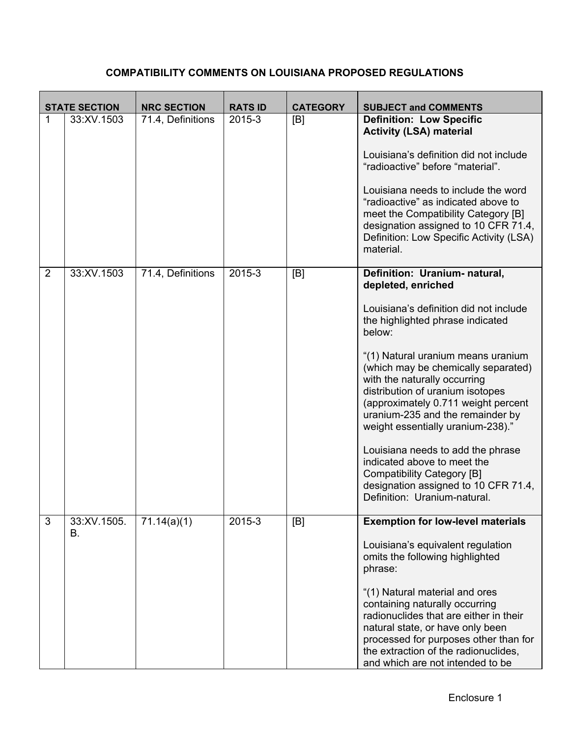**COMPATIBILITY COMMENTS ON LOUISIANA PROPOSED REGULATIONS**

| STATE SECTION | | NRC SECTION | RATS ID | CATEGORY | SUBJECT and COMMENTS |
|---|---|---|---|---|---|
| 1 | 33:XV.1503 | 71.4, Definitions | 2015-3 | [B] | **Definition: Low Specific Activity (LSA) material**<br><br>Louisiana's definition did not include "radioactive" before "material".<br><br>Louisiana needs to include the word "radioactive" as indicated above to meet the Compatibility Category [B] designation assigned to 10 CFR 71.4, Definition: Low Specific Activity (LSA) material. |
| 2 | 33:XV.1503 | 71.4, Definitions | 2015-3 | [B] | **Definition: Uranium- natural, depleted, enriched**<br><br>Louisiana's definition did not include the highlighted phrase indicated below:<br><br>"(1) Natural uranium means uranium (which may be chemically separated) with the naturally occurring distribution of uranium isotopes (approximately 0.711 weight percent uranium-235 and the remainder by weight essentially uranium-238)."<br><br>Louisiana needs to add the phrase indicated above to meet the Compatibility Category [B] designation assigned to 10 CFR 71.4, Definition: Uranium-natural. |
| 3 | 33:XV.1505. B. | 71.14(a)(1) | 2015-3 | [B] | **Exemption for low-level materials**<br><br>Louisiana's equivalent regulation omits the following highlighted phrase:<br><br>"(1) Natural material and ores containing naturally occurring radionuclides that are either in their natural state, or have only been processed for purposes other than for the extraction of the radionuclides, and which are not intended to be |

Enclosure 1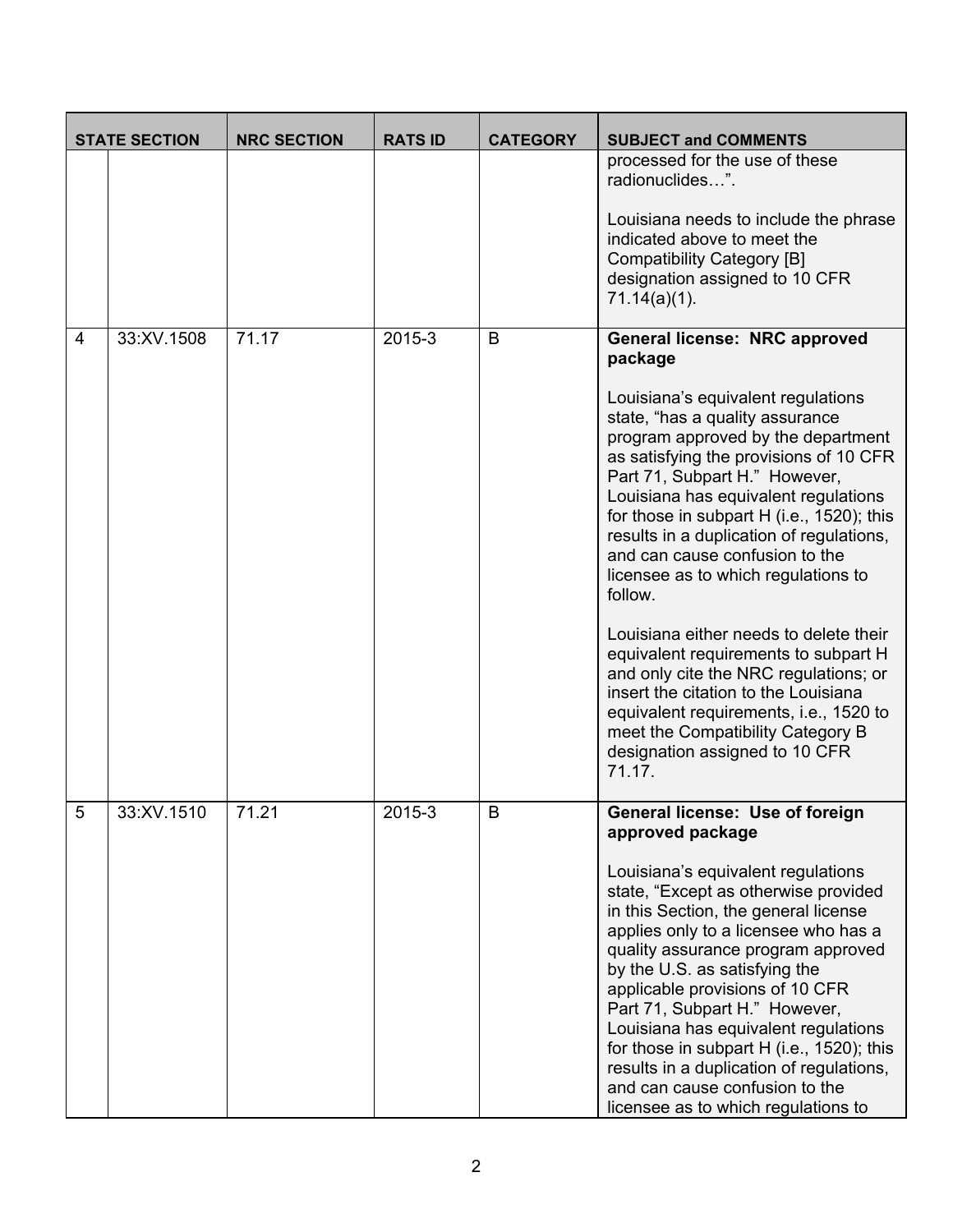| | STATE SECTION | NRC SECTION | RATS ID | CATEGORY | SUBJECT and COMMENTS |
|---|---|---|---|---|---|
| | | | | | processed for the use of these radionuclides…".<br><br>Louisiana needs to include the phrase indicated above to meet the Compatibility Category [B] designation assigned to 10 CFR 71.14(a)(1). |
| 4 | 33:XV.1508 | 71.17 | 2015-3 | B | **General license: NRC approved package**<br><br>Louisiana's equivalent regulations state, "has a quality assurance program approved by the department as satisfying the provisions of 10 CFR Part 71, Subpart H." However, Louisiana has equivalent regulations for those in subpart H (i.e., 1520); this results in a duplication of regulations, and can cause confusion to the licensee as to which regulations to follow.<br><br>Louisiana either needs to delete their equivalent requirements to subpart H and only cite the NRC regulations; or insert the citation to the Louisiana equivalent requirements, i.e., 1520 to meet the Compatibility Category B designation assigned to 10 CFR 71.17. |
| 5 | 33:XV.1510 | 71.21 | 2015-3 | B | **General license: Use of foreign approved package**<br><br>Louisiana's equivalent regulations state, "Except as otherwise provided in this Section, the general license applies only to a licensee who has a quality assurance program approved by the U.S. as satisfying the applicable provisions of 10 CFR Part 71, Subpart H." However, Louisiana has equivalent regulations for those in subpart H (i.e., 1520); this results in a duplication of regulations, and can cause confusion to the licensee as to which regulations to |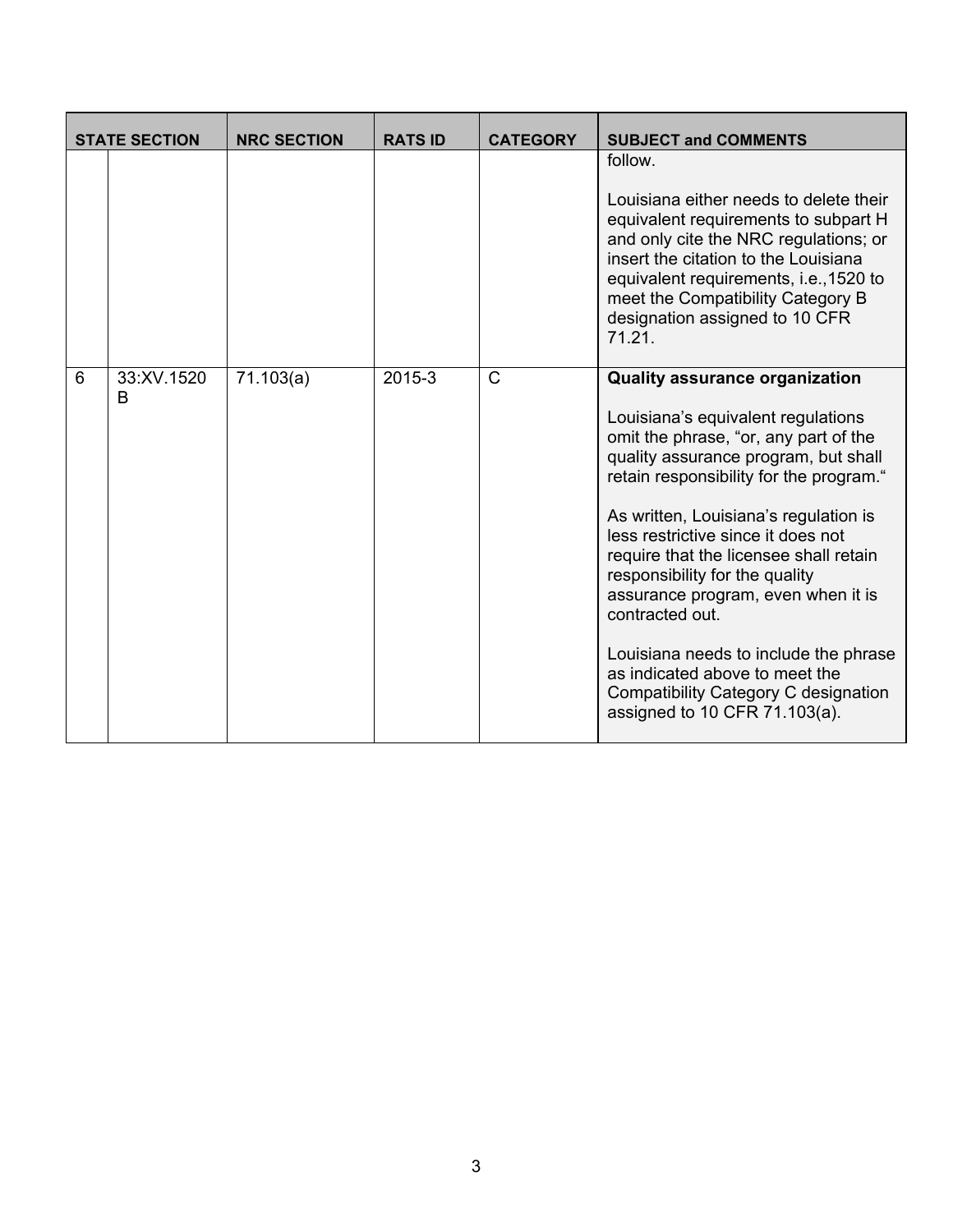| STATE SECTION | | NRC SECTION | RATS ID | CATEGORY | SUBJECT and COMMENTS |
|---|---|---|---|---|---|
| | | | | | follow.<br><br>Louisiana either needs to delete their equivalent requirements to subpart H and only cite the NRC regulations; or insert the citation to the Louisiana equivalent requirements, i.e.,1520 to meet the Compatibility Category B designation assigned to 10 CFR 71.21. |
| 6 | 33:XV.1520 B | 71.103(a) | 2015-3 | C | **Quality assurance organization**<br><br>Louisiana's equivalent regulations omit the phrase, "or, any part of the quality assurance program, but shall retain responsibility for the program."<br><br>As written, Louisiana's regulation is less restrictive since it does not require that the licensee shall retain responsibility for the quality assurance program, even when it is contracted out.<br><br>Louisiana needs to include the phrase as indicated above to meet the Compatibility Category C designation assigned to 10 CFR 71.103(a). |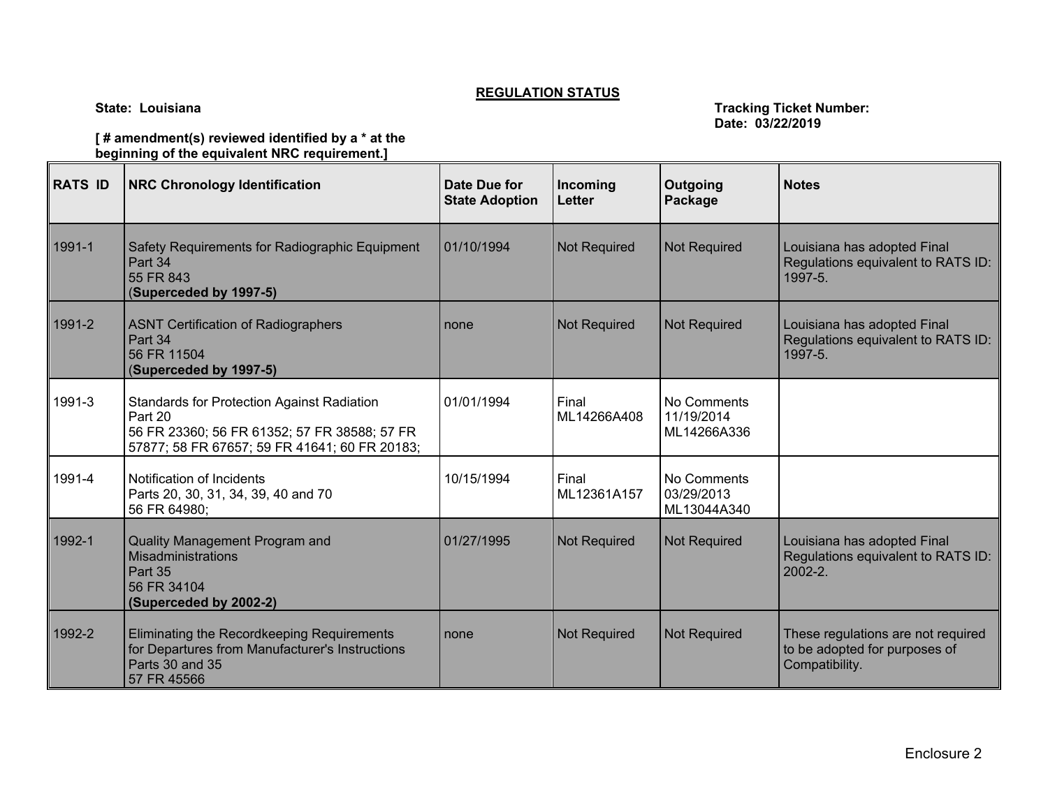**REGULATION STATUS**

**State: Louisiana**

**Tracking Ticket Number:**
**Date: 03/22/2019**

**[ # amendment(s) reviewed identified by a * at the beginning of the equivalent NRC requirement.]**

| RATS ID | NRC Chronology Identification | Date Due for State Adoption | Incoming Letter | Outgoing Package | Notes |
|---|---|---|---|---|---|
| 1991-1 | Safety Requirements for Radiographic Equipment<br>Part 34<br>55 FR 843<br>(**Superceded by 1997-5)** | 01/10/1994 | Not Required | Not Required | Louisiana has adopted Final Regulations equivalent to RATS ID: 1997-5. |
| 1991-2 | ASNT Certification of Radiographers<br>Part 34<br>56 FR 11504<br>(**Superceded by 1997-5)** | none | Not Required | Not Required | Louisiana has adopted Final Regulations equivalent to RATS ID: 1997-5. |
| 1991-3 | Standards for Protection Against Radiation<br>Part 20<br>56 FR 23360; 56 FR 61352; 57 FR 38588; 57 FR 57877; 58 FR 67657; 59 FR 41641; 60 FR 20183; | 01/01/1994 | Final<br>ML14266A408 | No Comments<br>11/19/2014<br>ML14266A336 | |
| 1991-4 | Notification of Incidents<br>Parts 20, 30, 31, 34, 39, 40 and 70<br>56 FR 64980; | 10/15/1994 | Final<br>ML12361A157 | No Comments<br>03/29/2013<br>ML13044A340 | |
| 1992-1 | Quality Management Program and Misadministrations<br>Part 35<br>56 FR 34104<br>**(Superceded by 2002-2)** | 01/27/1995 | Not Required | Not Required | Louisiana has adopted Final Regulations equivalent to RATS ID: 2002-2. |
| 1992-2 | Eliminating the Recordkeeping Requirements for Departures from Manufacturer's Instructions<br>Parts 30 and 35<br>57 FR 45566 | none | Not Required | Not Required | These regulations are not required to be adopted for purposes of Compatibility. |

Enclosure 2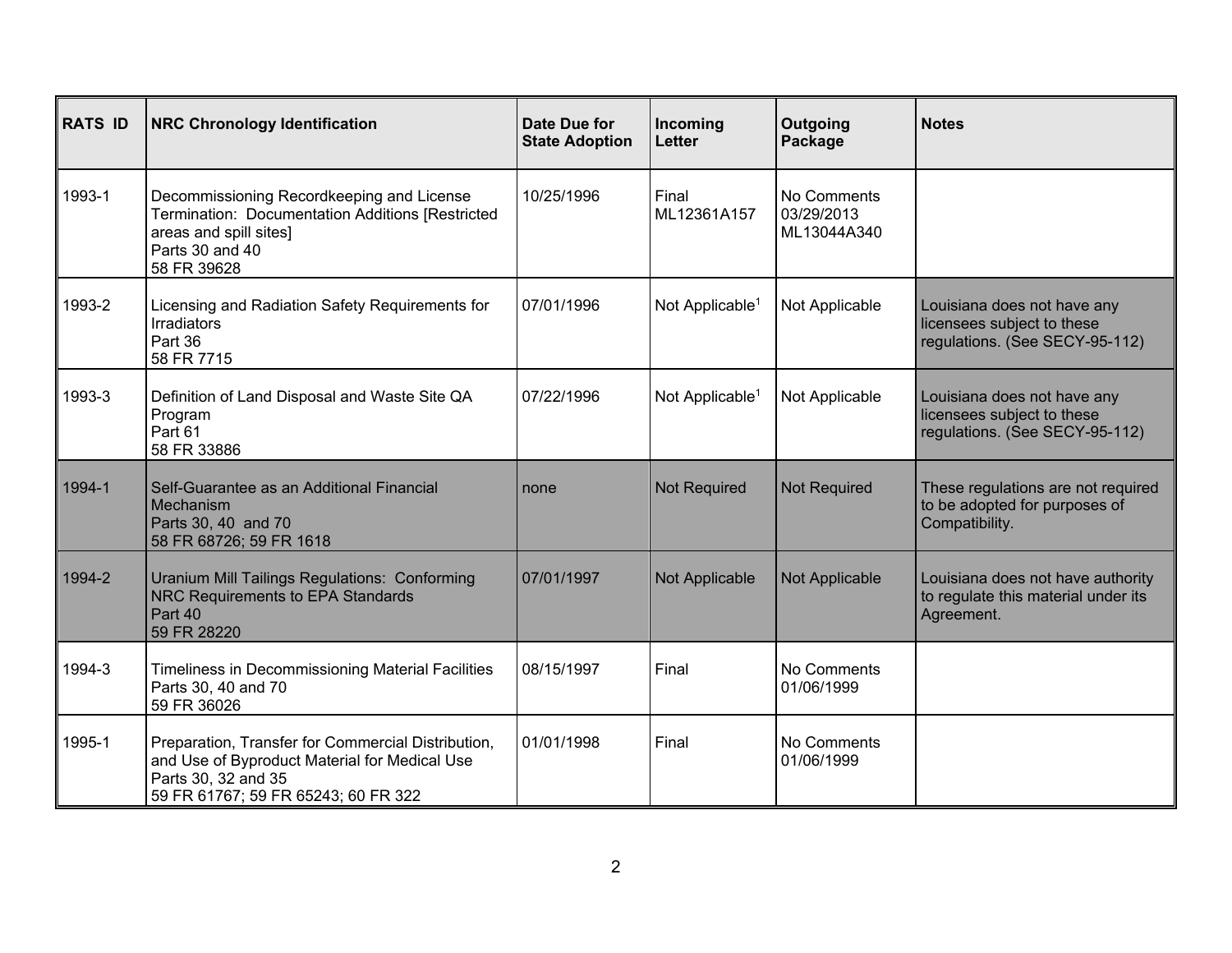| RATS ID | NRC Chronology Identification | Date Due for State Adoption | Incoming Letter | Outgoing Package | Notes |
|---|---|---|---|---|---|
| 1993-1 | Decommissioning Recordkeeping and License Termination: Documentation Additions [Restricted areas and spill sites]<br>Parts 30 and 40<br>58 FR 39628 | 10/25/1996 | Final<br>ML12361A157 | No Comments<br>03/29/2013<br>ML13044A340 | |
| 1993-2 | Licensing and Radiation Safety Requirements for Irradiators<br>Part 36<br>58 FR 7715 | 07/01/1996 | Not Applicable[1] | Not Applicable | Louisiana does not have any licensees subject to these regulations. (See SECY-95-112) |
| 1993-3 | Definition of Land Disposal and Waste Site QA Program<br>Part 61<br>58 FR 33886 | 07/22/1996 | Not Applicable[1] | Not Applicable | Louisiana does not have any licensees subject to these regulations. (See SECY-95-112) |
| 1994-1 | Self-Guarantee as an Additional Financial Mechanism<br>Parts 30, 40 and 70<br>58 FR 68726; 59 FR 1618 | none | Not Required | Not Required | These regulations are not required to be adopted for purposes of Compatibility. |
| 1994-2 | Uranium Mill Tailings Regulations: Conforming NRC Requirements to EPA Standards<br>Part 40<br>59 FR 28220 | 07/01/1997 | Not Applicable | Not Applicable | Louisiana does not have authority to regulate this material under its Agreement. |
| 1994-3 | Timeliness in Decommissioning Material Facilities<br>Parts 30, 40 and 70<br>59 FR 36026 | 08/15/1997 | Final | No Comments<br>01/06/1999 | |
| 1995-1 | Preparation, Transfer for Commercial Distribution, and Use of Byproduct Material for Medical Use<br>Parts 30, 32 and 35<br>59 FR 61767; 59 FR 65243; 60 FR 322 | 01/01/1998 | Final | No Comments<br>01/06/1999 | |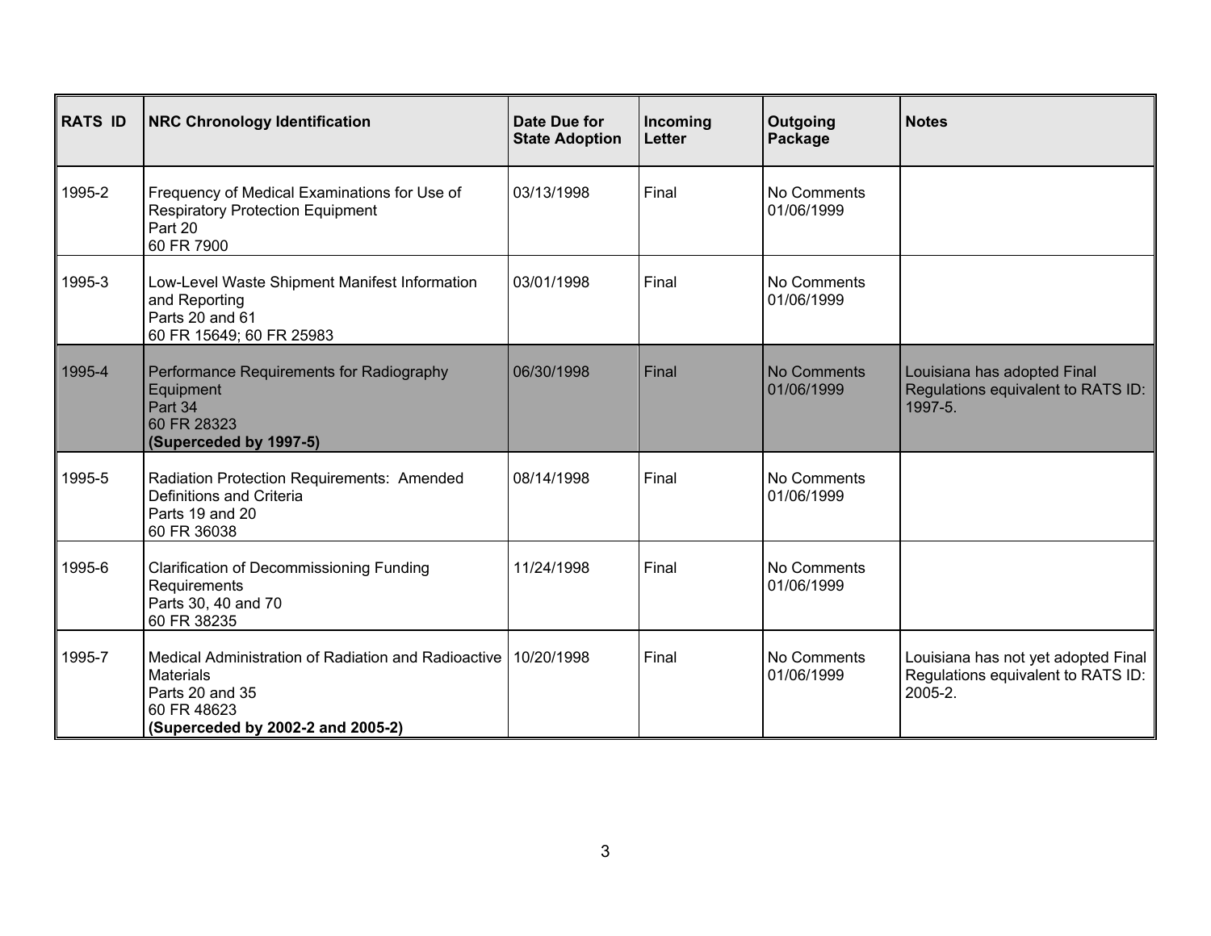| RATS ID | NRC Chronology Identification | Date Due for State Adoption | Incoming Letter | Outgoing Package | Notes |
|---|---|---|---|---|---|
| 1995-2 | Frequency of Medical Examinations for Use of Respiratory Protection Equipment<br>Part 20<br>60 FR 7900 | 03/13/1998 | Final | No Comments<br>01/06/1999 | |
| 1995-3 | Low-Level Waste Shipment Manifest Information and Reporting<br>Parts 20 and 61<br>60 FR 15649; 60 FR 25983 | 03/01/1998 | Final | No Comments<br>01/06/1999 | |
| 1995-4 | Performance Requirements for Radiography Equipment<br>Part 34<br>60 FR 28323<br>**(Superceded by 1997-5)** | 06/30/1998 | Final | No Comments<br>01/06/1999 | Louisiana has adopted Final Regulations equivalent to RATS ID: 1997-5. |
| 1995-5 | Radiation Protection Requirements: Amended Definitions and Criteria<br>Parts 19 and 20<br>60 FR 36038 | 08/14/1998 | Final | No Comments<br>01/06/1999 | |
| 1995-6 | Clarification of Decommissioning Funding Requirements<br>Parts 30, 40 and 70<br>60 FR 38235 | 11/24/1998 | Final | No Comments<br>01/06/1999 | |
| 1995-7 | Medical Administration of Radiation and Radioactive Materials<br>Parts 20 and 35<br>60 FR 48623<br>**(Superceded by 2002-2 and 2005-2)** | 10/20/1998 | Final | No Comments<br>01/06/1999 | Louisiana has not yet adopted Final Regulations equivalent to RATS ID: 2005-2. |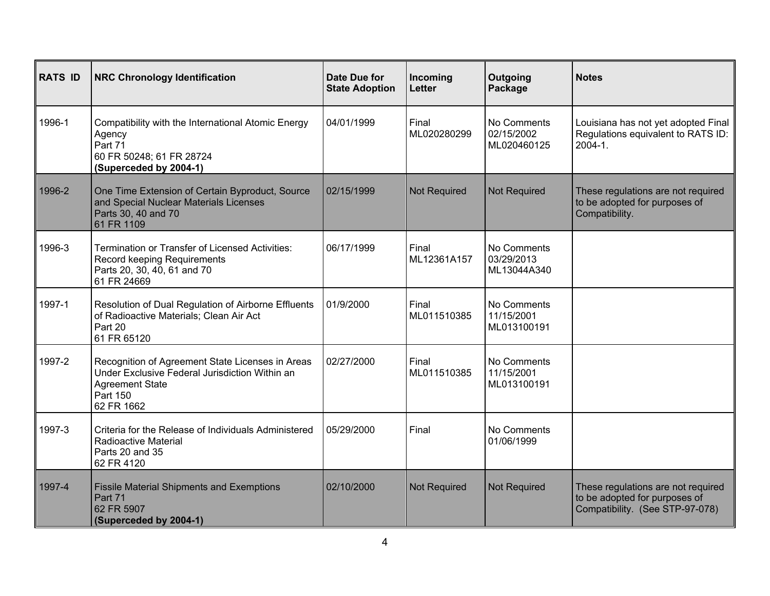| RATS ID | NRC Chronology Identification | Date Due for State Adoption | Incoming Letter | Outgoing Package | Notes |
|---|---|---|---|---|---|
| 1996-1 | Compatibility with the International Atomic Energy Agency<br>Part 71<br>60 FR 50248; 61 FR 28724<br>**(Superceded by 2004-1)** | 04/01/1999 | Final<br>ML020280299 | No Comments<br>02/15/2002<br>ML020460125 | Louisiana has not yet adopted Final Regulations equivalent to RATS ID: 2004-1. |
| 1996-2 | One Time Extension of Certain Byproduct, Source and Special Nuclear Materials Licenses<br>Parts 30, 40 and 70<br>61 FR 1109 | 02/15/1999 | Not Required | Not Required | These regulations are not required to be adopted for purposes of Compatibility. |
| 1996-3 | Termination or Transfer of Licensed Activities: Record keeping Requirements<br>Parts 20, 30, 40, 61 and 70<br>61 FR 24669 | 06/17/1999 | Final<br>ML12361A157 | No Comments<br>03/29/2013<br>ML13044A340 | |
| 1997-1 | Resolution of Dual Regulation of Airborne Effluents of Radioactive Materials; Clean Air Act<br>Part 20<br>61 FR 65120 | 01/9/2000 | Final<br>ML011510385 | No Comments<br>11/15/2001<br>ML013100191 | |
| 1997-2 | Recognition of Agreement State Licenses in Areas Under Exclusive Federal Jurisdiction Within an Agreement State<br>Part 150<br>62 FR 1662 | 02/27/2000 | Final<br>ML011510385 | No Comments<br>11/15/2001<br>ML013100191 | |
| 1997-3 | Criteria for the Release of Individuals Administered Radioactive Material<br>Parts 20 and 35<br>62 FR 4120 | 05/29/2000 | Final | No Comments<br>01/06/1999 | |
| 1997-4 | Fissile Material Shipments and Exemptions<br>Part 71<br>62 FR 5907<br>**(Superceded by 2004-1)** | 02/10/2000 | Not Required | Not Required | These regulations are not required to be adopted for purposes of Compatibility. (See STP-97-078) |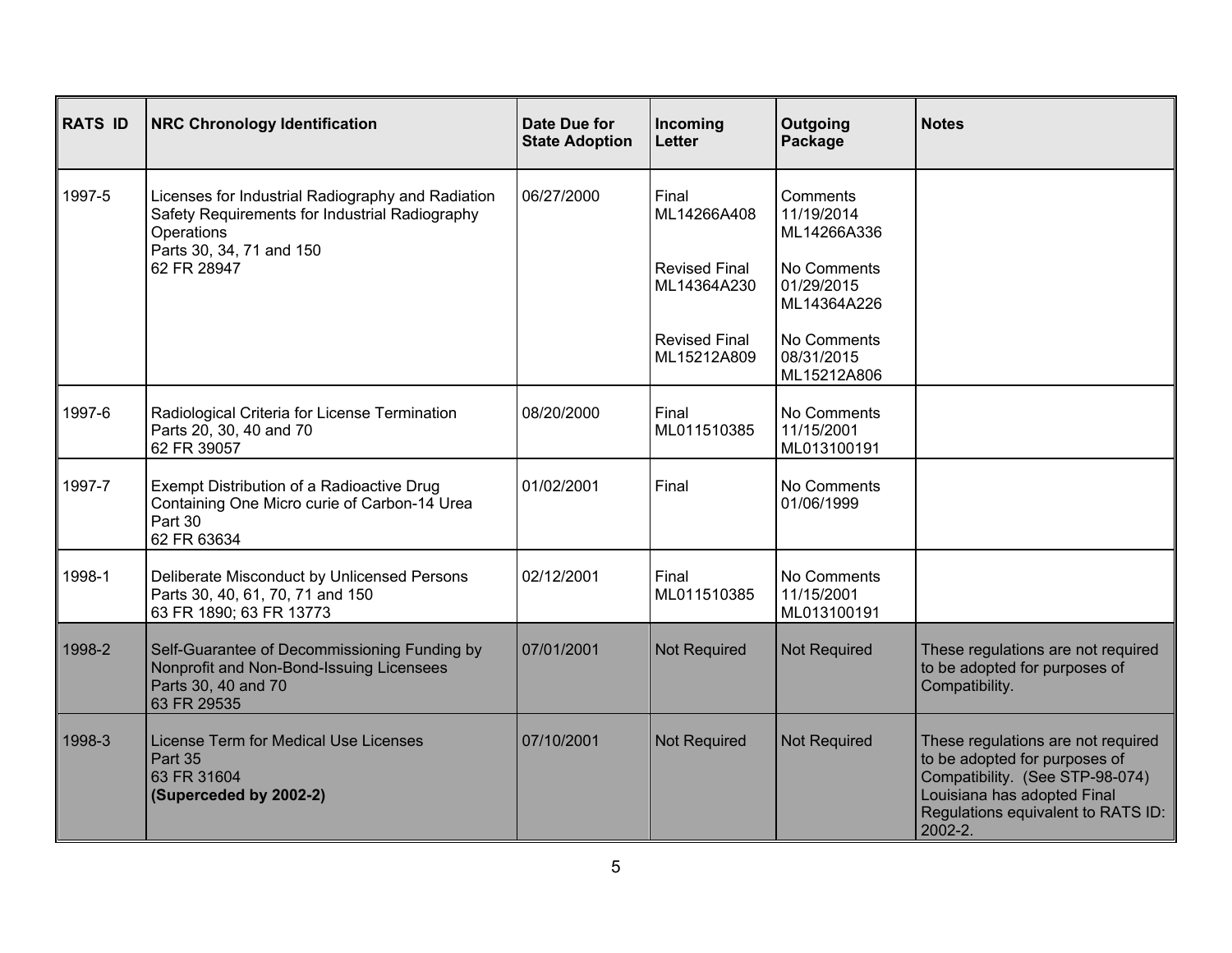| RATS ID | NRC Chronology Identification | Date Due for State Adoption | Incoming Letter | Outgoing Package | Notes |
|---|---|---|---|---|---|
| 1997-5 | Licenses for Industrial Radiography and Radiation Safety Requirements for Industrial Radiography Operations<br>Parts 30, 34, 71 and 150<br>62 FR 28947 | 06/27/2000 | Final<br>ML14266A408<br><br>Revised Final<br>ML14364A230<br><br>Revised Final<br>ML15212A809 | Comments<br>11/19/2014<br>ML14266A336<br><br>No Comments<br>01/29/2015<br>ML14364A226<br><br>No Comments<br>08/31/2015<br>ML15212A806 | |
| 1997-6 | Radiological Criteria for License Termination<br>Parts 20, 30, 40 and 70<br>62 FR 39057 | 08/20/2000 | Final<br>ML011510385 | No Comments<br>11/15/2001<br>ML013100191 | |
| 1997-7 | Exempt Distribution of a Radioactive Drug Containing One Micro curie of Carbon-14 Urea<br>Part 30<br>62 FR 63634 | 01/02/2001 | Final | No Comments<br>01/06/1999 | |
| 1998-1 | Deliberate Misconduct by Unlicensed Persons<br>Parts 30, 40, 61, 70, 71 and 150<br>63 FR 1890; 63 FR 13773 | 02/12/2001 | Final<br>ML011510385 | No Comments<br>11/15/2001<br>ML013100191 | |
| 1998-2 | Self-Guarantee of Decommissioning Funding by Nonprofit and Non-Bond-Issuing Licensees<br>Parts 30, 40 and 70<br>63 FR 29535 | 07/01/2001 | Not Required | Not Required | These regulations are not required to be adopted for purposes of Compatibility. |
| 1998-3 | License Term for Medical Use Licenses<br>Part 35<br>63 FR 31604<br>**(Superceded by 2002-2)** | 07/10/2001 | Not Required | Not Required | These regulations are not required to be adopted for purposes of Compatibility. (See STP-98-074) Louisiana has adopted Final Regulations equivalent to RATS ID: 2002-2. |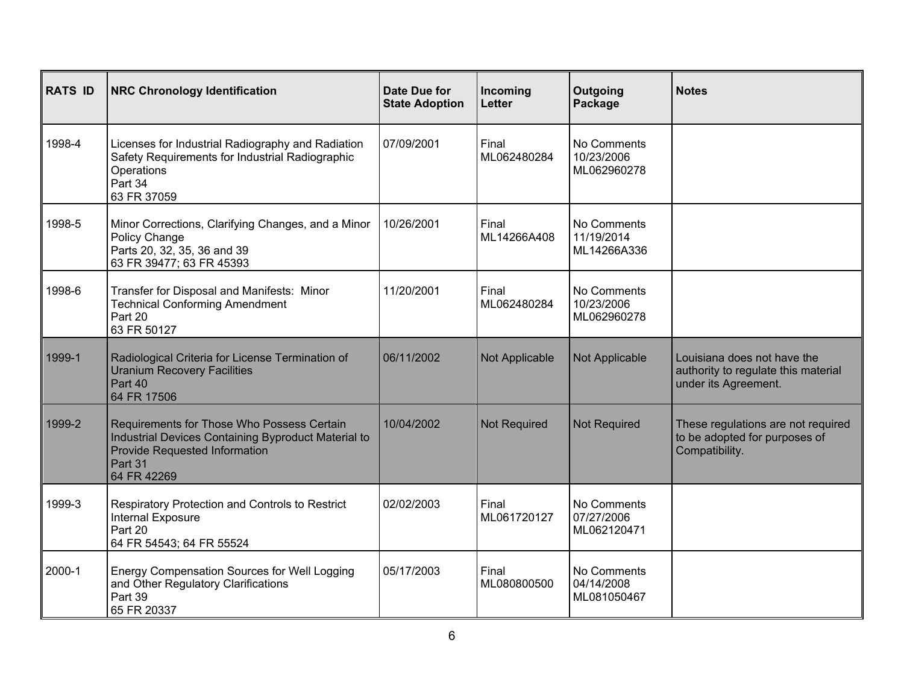| RATS ID | NRC Chronology Identification | Date Due for State Adoption | Incoming Letter | Outgoing Package | Notes |
|---|---|---|---|---|---|
| 1998-4 | Licenses for Industrial Radiography and Radiation Safety Requirements for Industrial Radiographic Operations<br>Part 34<br>63 FR 37059 | 07/09/2001 | Final<br>ML062480284 | No Comments<br>10/23/2006<br>ML062960278 | |
| 1998-5 | Minor Corrections, Clarifying Changes, and a Minor Policy Change<br>Parts 20, 32, 35, 36 and 39<br>63 FR 39477; 63 FR 45393 | 10/26/2001 | Final<br>ML14266A408 | No Comments<br>11/19/2014<br>ML14266A336 | |
| 1998-6 | Transfer for Disposal and Manifests: Minor Technical Conforming Amendment<br>Part 20<br>63 FR 50127 | 11/20/2001 | Final<br>ML062480284 | No Comments<br>10/23/2006<br>ML062960278 | |
| 1999-1 | Radiological Criteria for License Termination of Uranium Recovery Facilities<br>Part 40<br>64 FR 17506 | 06/11/2002 | Not Applicable | Not Applicable | Louisiana does not have the authority to regulate this material under its Agreement. |
| 1999-2 | Requirements for Those Who Possess Certain Industrial Devices Containing Byproduct Material to Provide Requested Information<br>Part 31<br>64 FR 42269 | 10/04/2002 | Not Required | Not Required | These regulations are not required to be adopted for purposes of Compatibility. |
| 1999-3 | Respiratory Protection and Controls to Restrict Internal Exposure<br>Part 20<br>64 FR 54543; 64 FR 55524 | 02/02/2003 | Final<br>ML061720127 | No Comments<br>07/27/2006<br>ML062120471 | |
| 2000-1 | Energy Compensation Sources for Well Logging and Other Regulatory Clarifications<br>Part 39<br>65 FR 20337 | 05/17/2003 | Final<br>ML080800500 | No Comments<br>04/14/2008<br>ML081050467 | |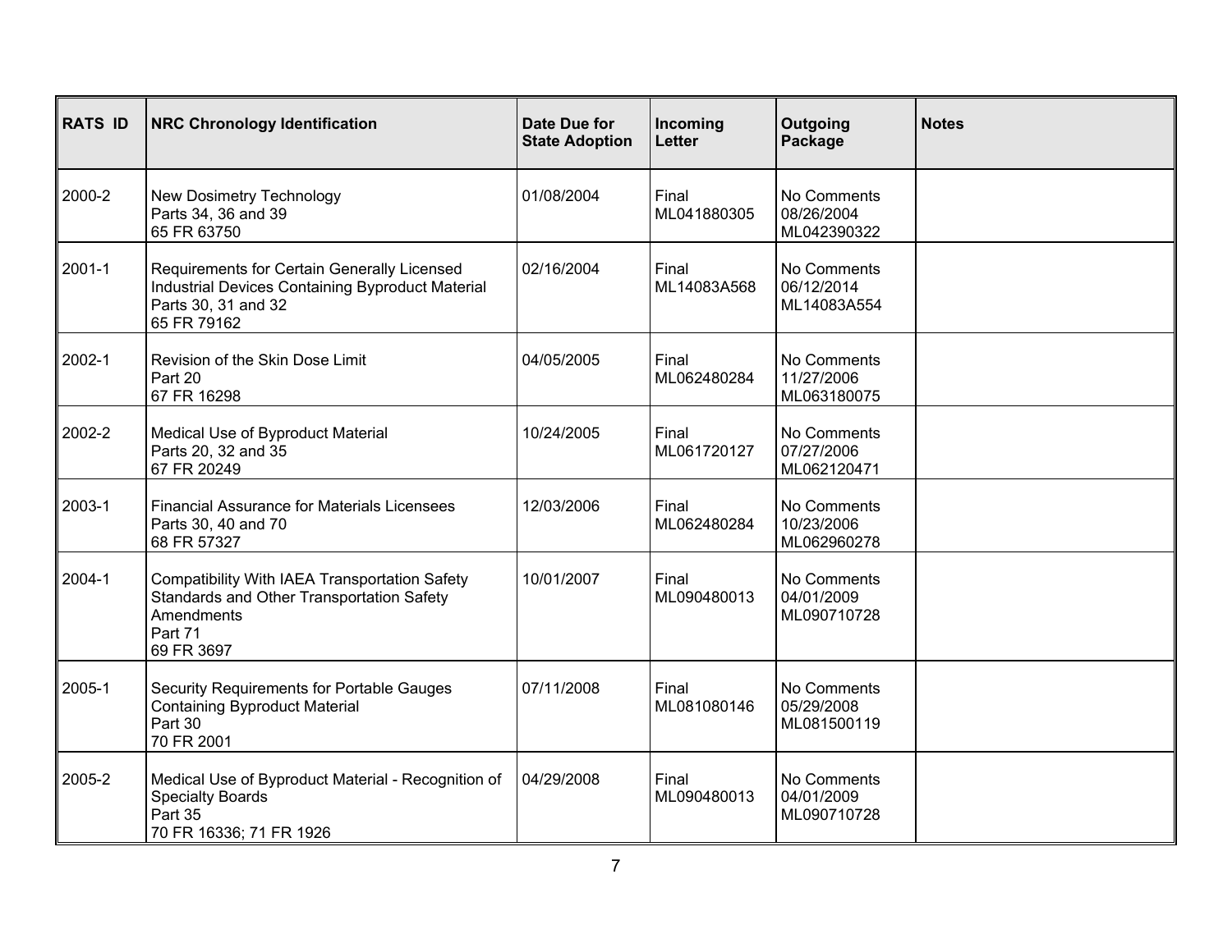| RATS ID | NRC Chronology Identification | Date Due for State Adoption | Incoming Letter | Outgoing Package | Notes |
|---|---|---|---|---|---|
| 2000-2 | New Dosimetry Technology<br>Parts 34, 36 and 39<br>65 FR 63750 | 01/08/2004 | Final<br>ML041880305 | No Comments<br>08/26/2004<br>ML042390322 | |
| 2001-1 | Requirements for Certain Generally Licensed Industrial Devices Containing Byproduct Material<br>Parts 30, 31 and 32<br>65 FR 79162 | 02/16/2004 | Final<br>ML14083A568 | No Comments<br>06/12/2014<br>ML14083A554 | |
| 2002-1 | Revision of the Skin Dose Limit<br>Part 20<br>67 FR 16298 | 04/05/2005 | Final<br>ML062480284 | No Comments<br>11/27/2006<br>ML063180075 | |
| 2002-2 | Medical Use of Byproduct Material<br>Parts 20, 32 and 35<br>67 FR 20249 | 10/24/2005 | Final<br>ML061720127 | No Comments<br>07/27/2006<br>ML062120471 | |
| 2003-1 | Financial Assurance for Materials Licensees<br>Parts 30, 40 and 70<br>68 FR 57327 | 12/03/2006 | Final<br>ML062480284 | No Comments<br>10/23/2006<br>ML062960278 | |
| 2004-1 | Compatibility With IAEA Transportation Safety Standards and Other Transportation Safety Amendments<br>Part 71<br>69 FR 3697 | 10/01/2007 | Final<br>ML090480013 | No Comments<br>04/01/2009<br>ML090710728 | |
| 2005-1 | Security Requirements for Portable Gauges Containing Byproduct Material<br>Part 30<br>70 FR 2001 | 07/11/2008 | Final<br>ML081080146 | No Comments<br>05/29/2008<br>ML081500119 | |
| 2005-2 | Medical Use of Byproduct Material - Recognition of Specialty Boards<br>Part 35<br>70 FR 16336; 71 FR 1926 | 04/29/2008 | Final<br>ML090480013 | No Comments<br>04/01/2009<br>ML090710728 | |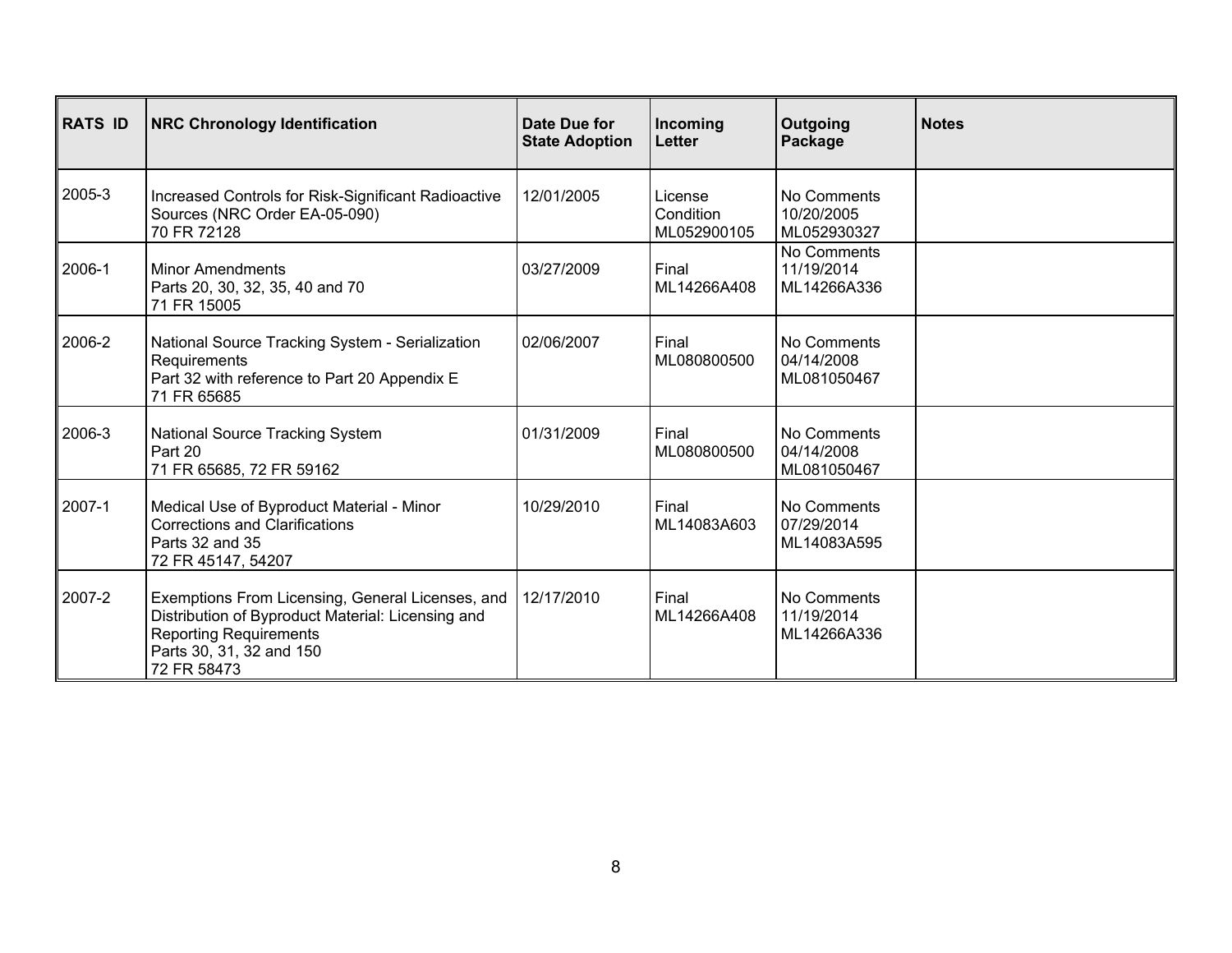| RATS ID | NRC Chronology Identification | Date Due for State Adoption | Incoming Letter | Outgoing Package | Notes |
|---|---|---|---|---|---|
| 2005-3 | Increased Controls for Risk-Significant Radioactive Sources (NRC Order EA-05-090)<br>70 FR 72128 | 12/01/2005 | License Condition<br>ML052900105 | No Comments<br>10/20/2005<br>ML052930327 | |
| 2006-1 | Minor Amendments<br>Parts 20, 30, 32, 35, 40 and 70<br>71 FR 15005 | 03/27/2009 | Final<br>ML14266A408 | No Comments<br>11/19/2014<br>ML14266A336 | |
| 2006-2 | National Source Tracking System - Serialization Requirements<br>Part 32 with reference to Part 20 Appendix E<br>71 FR 65685 | 02/06/2007 | Final<br>ML080800500 | No Comments<br>04/14/2008<br>ML081050467 | |
| 2006-3 | National Source Tracking System<br>Part 20<br>71 FR 65685, 72 FR 59162 | 01/31/2009 | Final<br>ML080800500 | No Comments<br>04/14/2008<br>ML081050467 | |
| 2007-1 | Medical Use of Byproduct Material - Minor Corrections and Clarifications<br>Parts 32 and 35<br>72 FR 45147, 54207 | 10/29/2010 | Final<br>ML14083A603 | No Comments<br>07/29/2014<br>ML14083A595 | |
| 2007-2 | Exemptions From Licensing, General Licenses, and Distribution of Byproduct Material: Licensing and Reporting Requirements<br>Parts 30, 31, 32 and 150<br>72 FR 58473 | 12/17/2010 | Final<br>ML14266A408 | No Comments<br>11/19/2014<br>ML14266A336 | |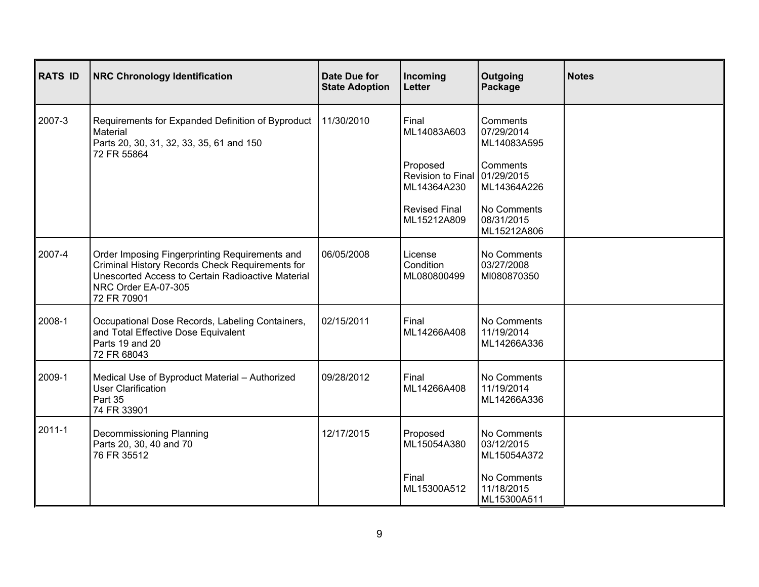| RATS ID | NRC Chronology Identification | Date Due for State Adoption | Incoming Letter | Outgoing Package | Notes |
|---|---|---|---|---|---|
| 2007-3 | Requirements for Expanded Definition of Byproduct Material<br>Parts 20, 30, 31, 32, 33, 35, 61 and 150<br>72 FR 55864 | 11/30/2010 | Final<br>ML14083A603<br><br>Proposed Revision to Final<br>ML14364A230<br><br>Revised Final<br>ML15212A809 | Comments<br>07/29/2014<br>ML14083A595<br><br>Comments<br>01/29/2015<br>ML14364A226<br><br>No Comments<br>08/31/2015<br>ML15212A806 | |
| 2007-4 | Order Imposing Fingerprinting Requirements and Criminal History Records Check Requirements for Unescorted Access to Certain Radioactive Material<br>NRC Order EA-07-305<br>72 FR 70901 | 06/05/2008 | License Condition<br>ML080800499 | No Comments<br>03/27/2008<br>Ml080870350 | |
| 2008-1 | Occupational Dose Records, Labeling Containers, and Total Effective Dose Equivalent<br>Parts 19 and 20<br>72 FR 68043 | 02/15/2011 | Final<br>ML14266A408 | No Comments<br>11/19/2014<br>ML14266A336 | |
| 2009-1 | Medical Use of Byproduct Material – Authorized User Clarification<br>Part 35<br>74 FR 33901 | 09/28/2012 | Final<br>ML14266A408 | No Comments<br>11/19/2014<br>ML14266A336 | |
| 2011-1 | Decommissioning Planning<br>Parts 20, 30, 40 and 70<br>76 FR 35512 | 12/17/2015 | Proposed<br>ML15054A380<br><br>Final<br>ML15300A512 | No Comments<br>03/12/2015<br>ML15054A372<br><br>No Comments<br>11/18/2015<br>ML15300A511 | |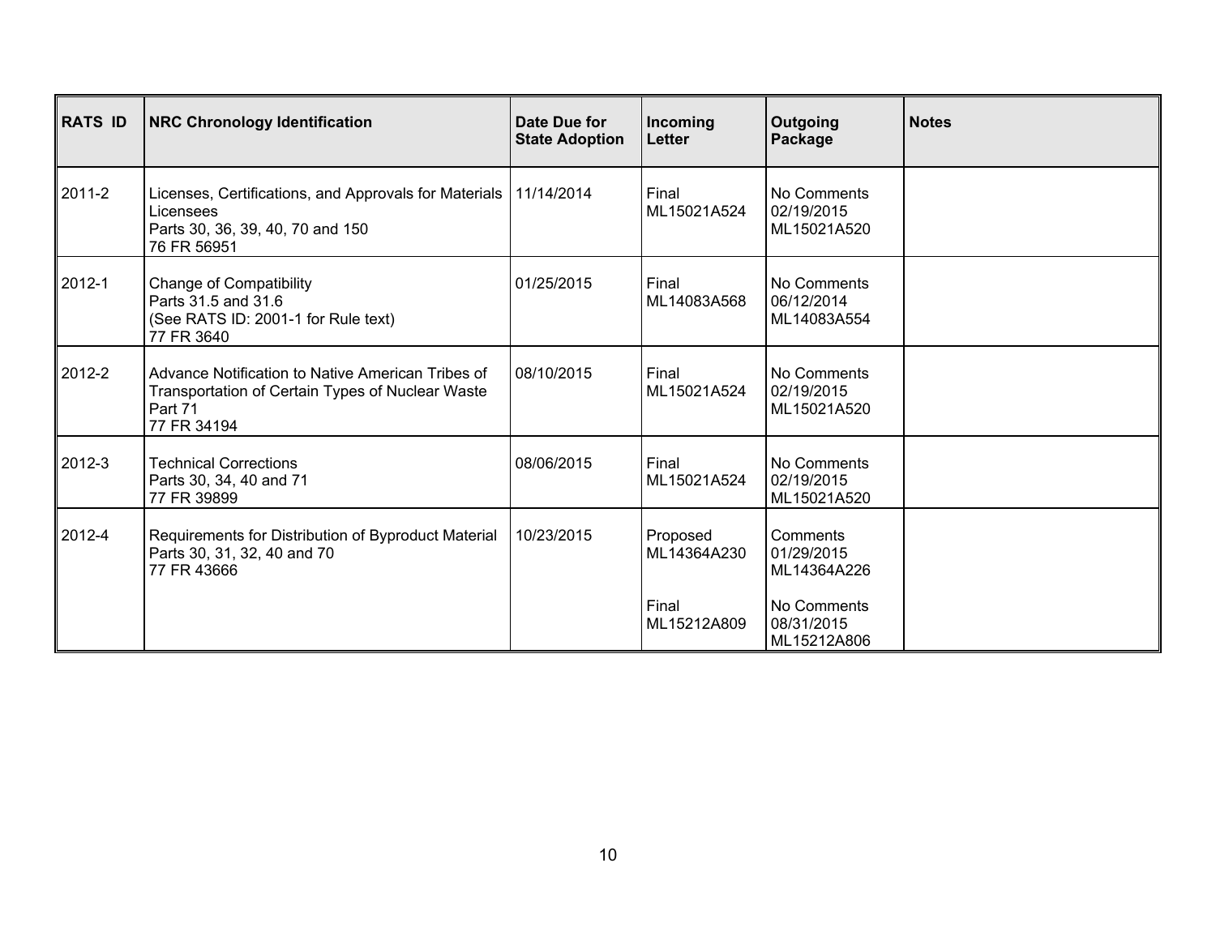| RATS ID | NRC Chronology Identification | Date Due for State Adoption | Incoming Letter | Outgoing Package | Notes |
|---|---|---|---|---|---|
| 2011-2 | Licenses, Certifications, and Approvals for Materials Licensees<br>Parts 30, 36, 39, 40, 70 and 150<br>76 FR 56951 | 11/14/2014 | Final<br>ML15021A524 | No Comments<br>02/19/2015<br>ML15021A520 | |
| 2012-1 | Change of Compatibility<br>Parts 31.5 and 31.6<br>(See RATS ID: 2001-1 for Rule text)<br>77 FR 3640 | 01/25/2015 | Final<br>ML14083A568 | No Comments<br>06/12/2014<br>ML14083A554 | |
| 2012-2 | Advance Notification to Native American Tribes of Transportation of Certain Types of Nuclear Waste<br>Part 71<br>77 FR 34194 | 08/10/2015 | Final<br>ML15021A524 | No Comments<br>02/19/2015<br>ML15021A520 | |
| 2012-3 | Technical Corrections<br>Parts 30, 34, 40 and 71<br>77 FR 39899 | 08/06/2015 | Final<br>ML15021A524 | No Comments<br>02/19/2015<br>ML15021A520 | |
| 2012-4 | Requirements for Distribution of Byproduct Material<br>Parts 30, 31, 32, 40 and 70<br>77 FR 43666 | 10/23/2015 | Proposed<br>ML14364A230<br><br>Final<br>ML15212A809 | Comments<br>01/29/2015<br>ML14364A226<br><br>No Comments<br>08/31/2015<br>ML15212A806 | |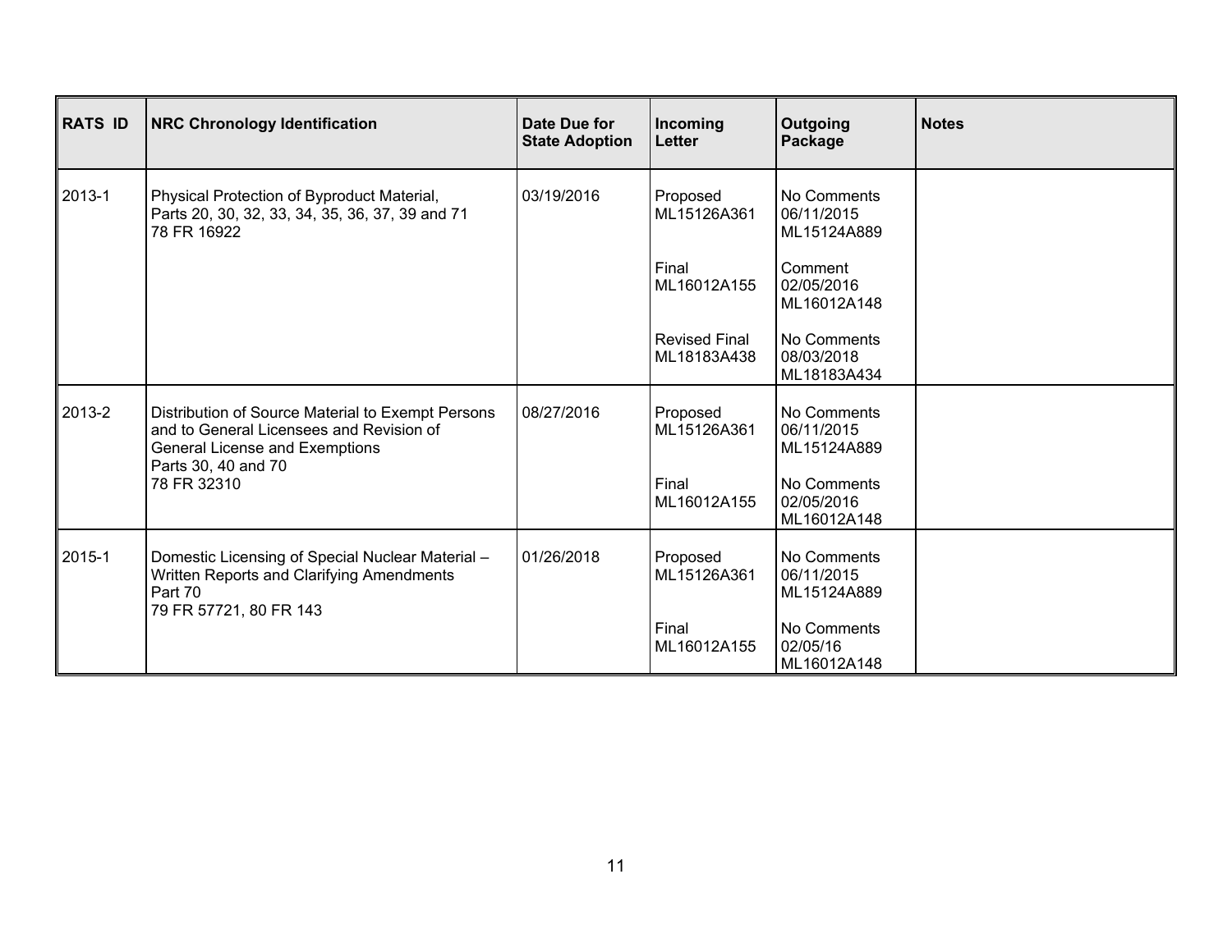| RATS ID | NRC Chronology Identification | Date Due for State Adoption | Incoming Letter | Outgoing Package | Notes |
|---|---|---|---|---|---|
| 2013-1 | Physical Protection of Byproduct Material, Parts 20, 30, 32, 33, 34, 35, 36, 37, 39 and 71 78 FR 16922 | 03/19/2016 | Proposed ML15126A361<br><br>Final ML16012A155<br><br>Revised Final ML18183A438 | No Comments 06/11/2015 ML15124A889<br><br>Comment 02/05/2016 ML16012A148<br><br>No Comments 08/03/2018 ML18183A434 | |
| 2013-2 | Distribution of Source Material to Exempt Persons and to General Licensees and Revision of General License and Exemptions Parts 30, 40 and 70 78 FR 32310 | 08/27/2016 | Proposed ML15126A361<br><br>Final ML16012A155 | No Comments 06/11/2015 ML15124A889<br><br>No Comments 02/05/2016 ML16012A148 | |
| 2015-1 | Domestic Licensing of Special Nuclear Material – Written Reports and Clarifying Amendments Part 70 79 FR 57721, 80 FR 143 | 01/26/2018 | Proposed ML15126A361<br><br>Final ML16012A155 | No Comments 06/11/2015 ML15124A889<br><br>No Comments 02/05/16 ML16012A148 | |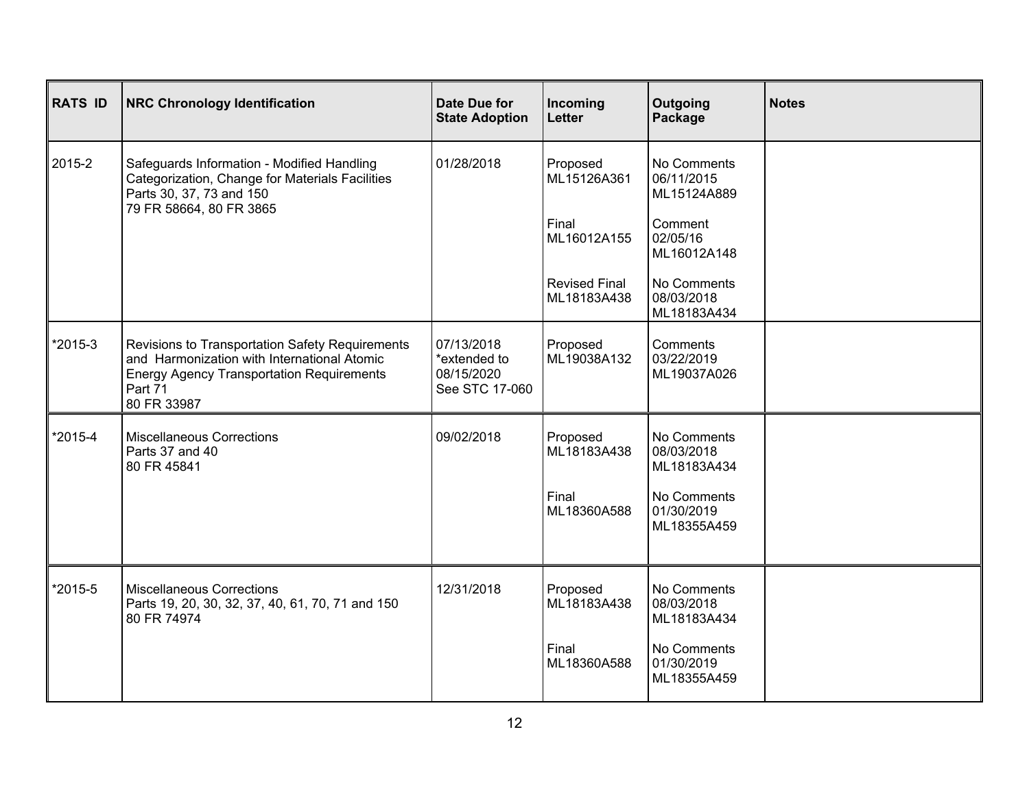| RATS ID | NRC Chronology Identification | Date Due for State Adoption | Incoming Letter | Outgoing Package | Notes |
|---|---|---|---|---|---|
| 2015-2 | Safeguards Information - Modified Handling Categorization, Change for Materials Facilities<br>Parts 30, 37, 73 and 150<br>79 FR 58664, 80 FR 3865 | 01/28/2018 | Proposed<br>ML15126A361<br><br>Final<br>ML16012A155<br><br>Revised Final<br>ML18183A438 | No Comments<br>06/11/2015<br>ML15124A889<br><br>Comment<br>02/05/16<br>ML16012A148<br><br>No Comments<br>08/03/2018<br>ML18183A434 | |
| *2015-3 | Revisions to Transportation Safety Requirements and Harmonization with International Atomic Energy Agency Transportation Requirements<br>Part 71<br>80 FR 33987 | 07/13/2018<br>*extended to 08/15/2020<br>See STC 17-060 | Proposed<br>ML19038A132 | Comments<br>03/22/2019<br>ML19037A026 | |
| *2015-4 | Miscellaneous Corrections<br>Parts 37 and 40<br>80 FR 45841 | 09/02/2018 | Proposed<br>ML18183A438<br><br>Final<br>ML18360A588 | No Comments<br>08/03/2018<br>ML18183A434<br><br>No Comments<br>01/30/2019<br>ML18355A459 | |
| *2015-5 | Miscellaneous Corrections<br>Parts 19, 20, 30, 32, 37, 40, 61, 70, 71 and 150<br>80 FR 74974 | 12/31/2018 | Proposed<br>ML18183A438<br><br>Final<br>ML18360A588 | No Comments<br>08/03/2018<br>ML18183A434<br><br>No Comments<br>01/30/2019<br>ML18355A459 | |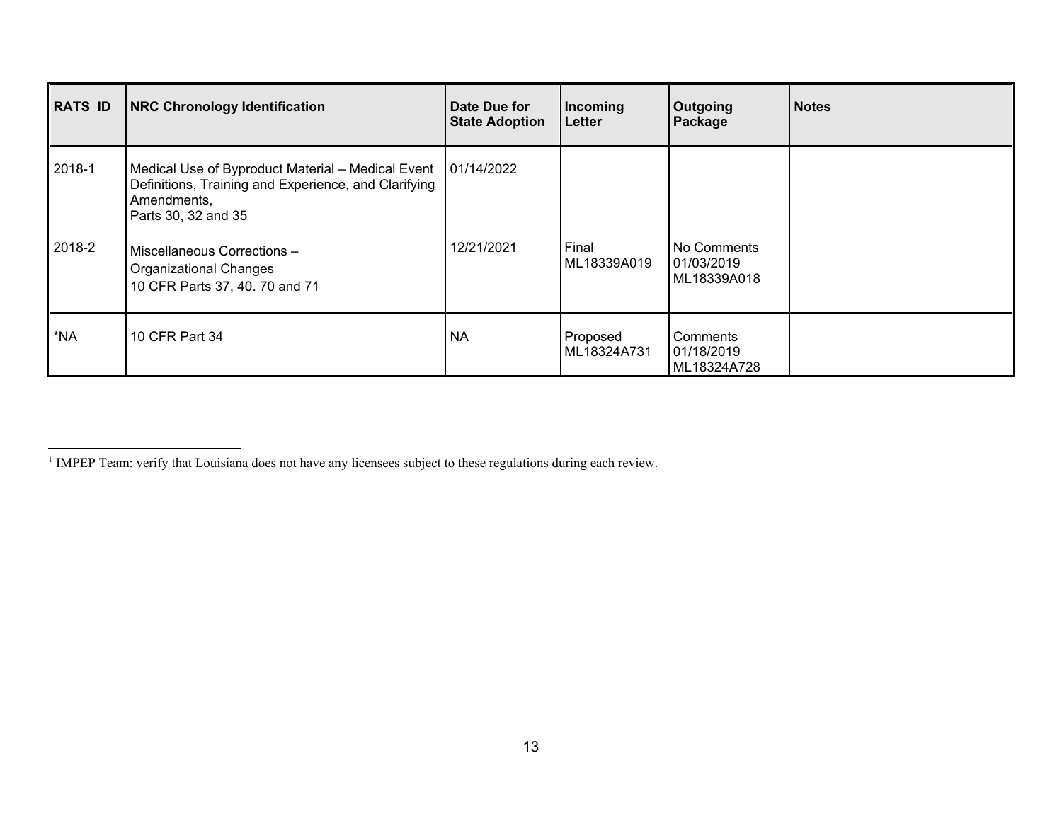| RATS ID | NRC Chronology Identification | Date Due for State Adoption | Incoming Letter | Outgoing Package | Notes |
|---|---|---|---|---|---|
| 2018-1 | Medical Use of Byproduct Material – Medical Event Definitions, Training and Experience, and Clarifying Amendments, Parts 30, 32 and 35 | 01/14/2022 | | | |
| 2018-2 | Miscellaneous Corrections – Organizational Changes 10 CFR Parts 37, 40. 70 and 71 | 12/21/2021 | Final ML18339A019 | No Comments 01/03/2019 ML18339A018 | |
| *NA | 10 CFR Part 34 | NA | Proposed ML18324A731 | Comments 01/18/2019 ML18324A728 | |

[1] IMPEP Team: verify that Louisiana does not have any licensees subject to these regulations during each review.